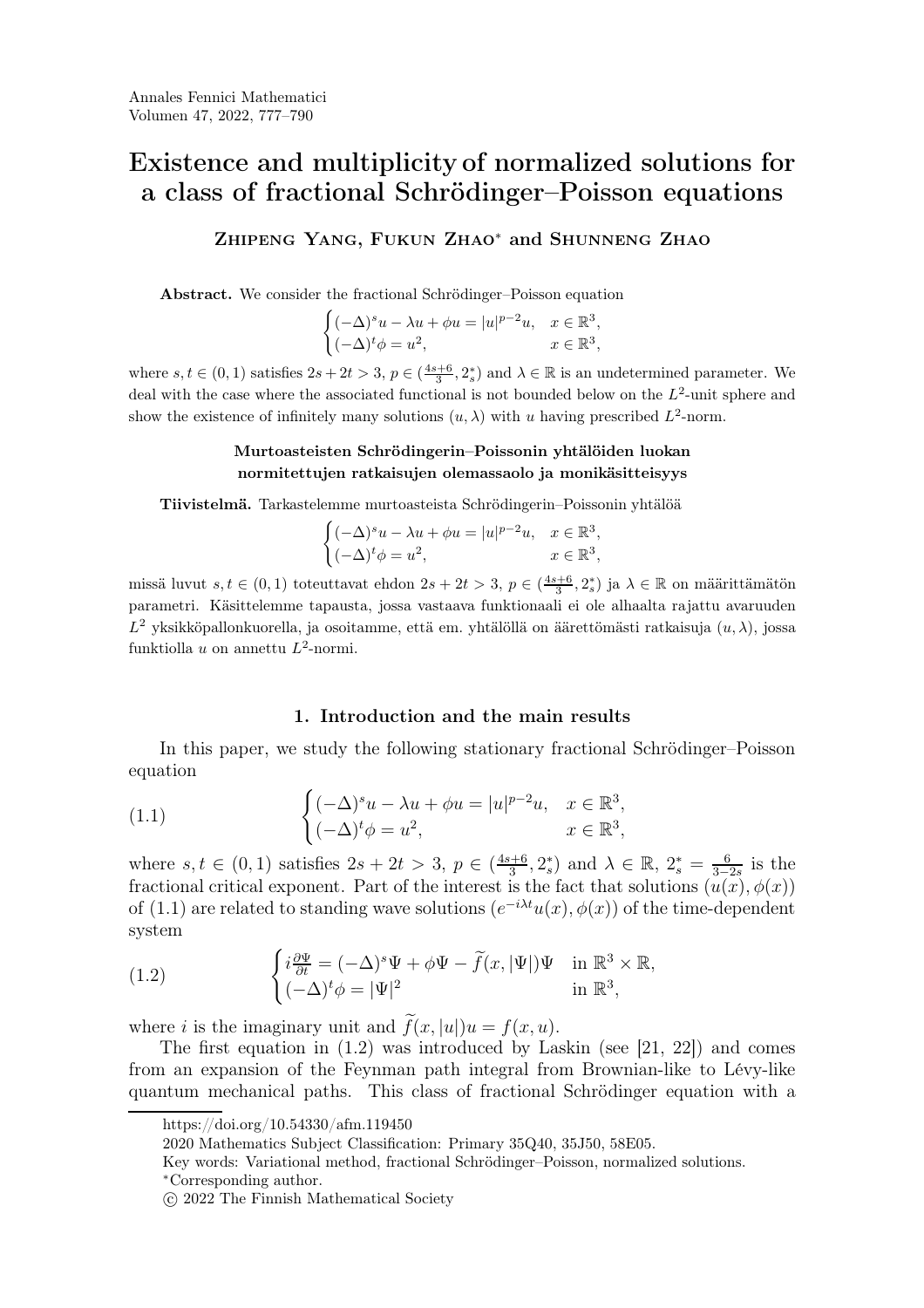# Existence and multiplicity of normalized solutions for a class of fractional Schrödinger–Poisson equations

**Zhipeng Yang, Fukun Zhao\* and Shunneng Zhao**

**Abstract.** We consider the fractional Schrödinger–Poisson equation

$$\begin{cases}(-\Delta)^s u - \lambda u + \phi u = |u|^{p-2}u, & x \in \mathbb{R}^3,\\ (-\Delta)^t \phi = u^2, & x \in \mathbb{R}^3,\end{cases}$$

where $s, t \in (0,1)$ satisfies $2s + 2t > 3$, $p \in (\frac{4s+6}{3}, 2_s^*)$ and $\lambda \in \mathbb{R}$ is an undetermined parameter. We deal with the case where the associated functional is not bounded below on the $L^2$-unit sphere and show the existence of infinitely many solutions $(u, \lambda)$ with $u$ having prescribed $L^2$-norm.

**Murtoasteisten Schrödingerin–Poissonin yhtälöiden luokan normitettujen ratkaisujen olemassaolo ja monikäsitteisyys**

**Tiivistelmä.** Tarkastelemme murtoasteista Schrödingerin–Poissonin yhtälöä

$$\begin{cases}(-\Delta)^s u - \lambda u + \phi u = |u|^{p-2}u, & x \in \mathbb{R}^3,\\ (-\Delta)^t \phi = u^2, & x \in \mathbb{R}^3,\end{cases}$$

missä luvut $s, t \in (0,1)$ toteuttavat ehdon $2s + 2t > 3$, $p \in (\frac{4s+6}{3}, 2_s^*)$ ja $\lambda \in \mathbb{R}$ on määrittämätön parametri. Käsittelemme tapausta, jossa vastaava funktionaali ei ole alhaalta rajattu avaruuden $L^2$ yksikköpallonkuorella, ja osoitamme, että em. yhtälöllä on äärettömästi ratkaisuja $(u, \lambda)$, jossa funktiolla $u$ on annettu $L^2$-normi.

## 1. Introduction and the main results

In this paper, we study the following stationary fractional Schrödinger–Poisson equation

$$\begin{cases}(-\Delta)^s u - \lambda u + \phi u = |u|^{p-2}u, & x \in \mathbb{R}^3,\\ (-\Delta)^t \phi = u^2, & x \in \mathbb{R}^3,\end{cases} \tag{1.1}$$

where $s, t \in (0,1)$ satisfies $2s + 2t > 3$, $p \in (\frac{4s+6}{3}, 2_s^*)$ and $\lambda \in \mathbb{R}$, $2_s^* = \frac{6}{3-2s}$ is the fractional critical exponent. Part of the interest is the fact that solutions $(u(x), \phi(x))$ of (1.1) are related to standing wave solutions $(e^{-i\lambda t}u(x), \phi(x))$ of the time-dependent system

$$\begin{cases} i\frac{\partial \Psi}{\partial t} = (-\Delta)^s \Psi + \phi \Psi - \widetilde{f}(x, |\Psi|)\Psi & \text{in } \mathbb{R}^3 \times \mathbb{R},\\ (-\Delta)^t \phi = |\Psi|^2 & \text{in } \mathbb{R}^3,\end{cases} \tag{1.2}$$

where $i$ is the imaginary unit and $\widetilde{f}(x, |u|)u = f(x, u)$.

The first equation in (1.2) was introduced by Laskin (see [21, 22]) and comes from an expansion of the Feynman path integral from Brownian-like to Lévy-like quantum mechanical paths. This class of fractional Schrödinger equation with a

---

https://doi.org/10.54330/afm.119450

2020 Mathematics Subject Classification: Primary 35Q40, 35J50, 58E05.

Key words: Variational method, fractional Schrödinger–Poisson, normalized solutions.

\*Corresponding author.

© 2022 The Finnish Mathematical Society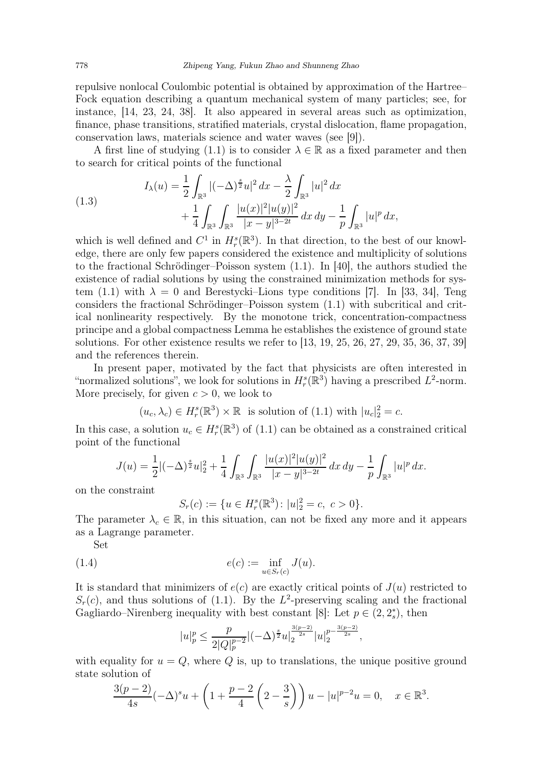repulsive nonlocal Coulombic potential is obtained by approximation of the Hartree–Fock equation describing a quantum mechanical system of many particles; see, for instance, [14, 23, 24, 38]. It also appeared in several areas such as optimization, finance, phase transitions, stratified materials, crystal dislocation, flame propagation, conservation laws, materials science and water waves (see [9]).

A first line of studying (1.1) is to consider $\lambda \in \mathbb{R}$ as a fixed parameter and then to search for critical points of the functional

$$
\begin{aligned}
I_\lambda(u) = &\frac{1}{2}\int_{\mathbb{R}^3} |(-\Delta)^{\frac{s}{2}} u|^2\,dx - \frac{\lambda}{2}\int_{\mathbb{R}^3} |u|^2\,dx \\
&+ \frac{1}{4}\int_{\mathbb{R}^3}\int_{\mathbb{R}^3} \frac{|u(x)|^2|u(y)|^2}{|x-y|^{3-2t}}\,dx\,dy - \frac{1}{p}\int_{\mathbb{R}^3}|u|^p\,dx,
\end{aligned}
\tag{1.3}
$$

which is well defined and $C^1$ in $H^s_r(\mathbb{R}^3)$. In that direction, to the best of our knowledge, there are only few papers considered the existence and multiplicity of solutions to the fractional Schrödinger–Poisson system (1.1). In [40], the authors studied the existence of radial solutions by using the constrained minimization methods for system (1.1) with $\lambda = 0$ and Berestycki–Lions type conditions [7]. In [33, 34], Teng considers the fractional Schrödinger–Poisson system (1.1) with subcritical and critical nonlinearity respectively. By the monotone trick, concentration-compactness principe and a global compactness Lemma he establishes the existence of ground state solutions. For other existence results we refer to [13, 19, 25, 26, 27, 29, 35, 36, 37, 39] and the references therein.

In present paper, motivated by the fact that physicists are often interested in "normalized solutions", we look for solutions in $H^s_r(\mathbb{R}^3)$ having a prescribed $L^2$-norm. More precisely, for given $c > 0$, we look to

$$
(u_c, \lambda_c) \in H^s_r(\mathbb{R}^3) \times \mathbb{R} \ \text{ is solution of (1.1) with } |u_c|_2^2 = c.
$$

In this case, a solution $u_c \in H^s_r(\mathbb{R}^3)$ of (1.1) can be obtained as a constrained critical point of the functional

$$
J(u) = \frac{1}{2}|(-\Delta)^{\frac{s}{2}} u|_2^2 + \frac{1}{4}\int_{\mathbb{R}^3}\int_{\mathbb{R}^3} \frac{|u(x)|^2|u(y)|^2}{|x-y|^{3-2t}}\,dx\,dy - \frac{1}{p}\int_{\mathbb{R}^3}|u|^p\,dx.
$$

on the constraint

$$
S_r(c) := \{u \in H^s_r(\mathbb{R}^3) \colon |u|_2^2 = c,\ c > 0\}.
$$

The parameter $\lambda_c \in \mathbb{R}$, in this situation, can not be fixed any more and it appears as a Lagrange parameter.

Set

$$
e(c) := \inf_{u \in S_r(c)} J(u). \tag{1.4}
$$

It is standard that minimizers of $e(c)$ are exactly critical points of $J(u)$ restricted to $S_r(c)$, and thus solutions of (1.1). By the $L^2$-preserving scaling and the fractional Gagliardo–Nirenberg inequality with best constant [8]: Let $p \in (2, 2^*_s)$, then

$$
|u|_p^p \le \frac{p}{2|Q|_p^{p-2}} |(-\Delta)^{\frac{s}{2}} u|_2^{\frac{3(p-2)}{2s}} |u|_2^{p - \frac{3(p-2)}{2s}},
$$

with equality for $u = Q$, where $Q$ is, up to translations, the unique positive ground state solution of

$$
\frac{3(p-2)}{4s}(-\Delta)^s u + \left(1 + \frac{p-2}{4}\left(2 - \frac{3}{s}\right)\right) u - |u|^{p-2}u = 0, \quad x \in \mathbb{R}^3.
$$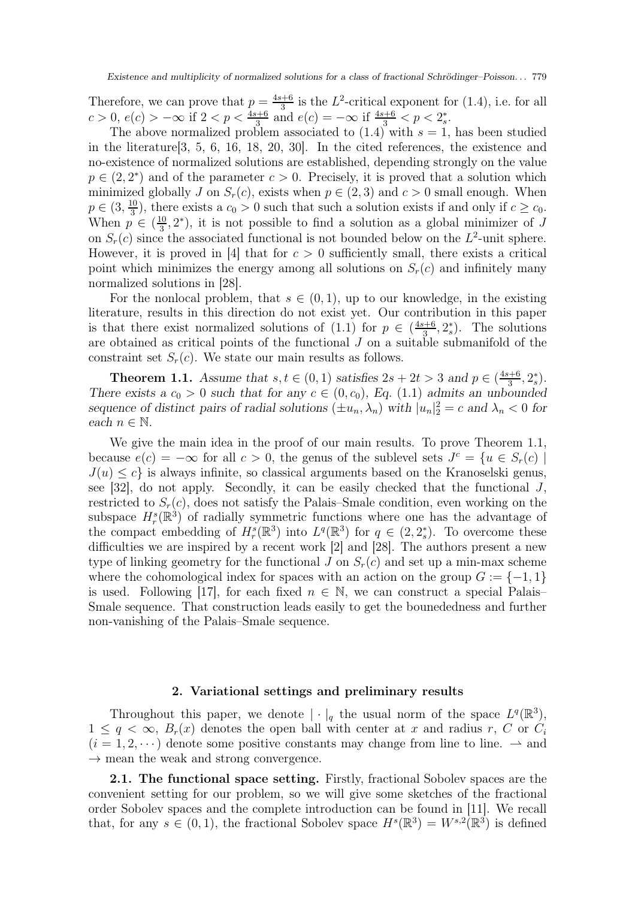Therefore, we can prove that $p = \frac{4s+6}{3}$ is the $L^2$-critical exponent for (1.4), i.e. for all $c > 0$, $e(c) > -\infty$ if $2 < p < \frac{4s+6}{3}$ and $e(c) = -\infty$ if $\frac{4s+6}{3} < p < 2_s^*$.

The above normalized problem associated to (1.4) with $s = 1$, has been studied in the literature[3, 5, 6, 16, 18, 20, 30]. In the cited references, the existence and no-existence of normalized solutions are established, depending strongly on the value $p \in (2, 2^*)$ and of the parameter $c > 0$. Precisely, it is proved that a solution which minimized globally $J$ on $S_r(c)$, exists when $p \in (2, 3)$ and $c > 0$ small enough. When $p \in (3, \frac{10}{3})$, there exists a $c_0 > 0$ such that such a solution exists if and only if $c \geq c_0$. When $p \in (\frac{10}{3}, 2^*)$, it is not possible to find a solution as a global minimizer of $J$ on $S_r(c)$ since the associated functional is not bounded below on the $L^2$-unit sphere. However, it is proved in [4] that for $c > 0$ sufficiently small, there exists a critical point which minimizes the energy among all solutions on $S_r(c)$ and infinitely many normalized solutions in [28].

For the nonlocal problem, that $s \in (0, 1)$, up to our knowledge, in the existing literature, results in this direction do not exist yet. Our contribution in this paper is that there exist normalized solutions of (1.1) for $p \in (\frac{4s+6}{3}, 2_s^*)$. The solutions are obtained as critical points of the functional $J$ on a suitable submanifold of the constraint set $S_r(c)$. We state our main results as follows.

**Theorem 1.1.** *Assume that $s, t \in (0, 1)$ satisfies $2s + 2t > 3$ and $p \in (\frac{4s+6}{3}, 2_s^*)$. There exists a $c_0 > 0$ such that for any $c \in (0, c_0)$, Eq. (1.1) admits an unbounded sequence of distinct pairs of radial solutions $(\pm u_n, \lambda_n)$ with $|u_n|_2^2 = c$ and $\lambda_n < 0$ for each $n \in \mathbb{N}$.*

We give the main idea in the proof of our main results. To prove Theorem 1.1, because $e(c) = -\infty$ for all $c > 0$, the genus of the sublevel sets $J^c = \{u \in S_r(c) \mid J(u) \leq c\}$ is always infinite, so classical arguments based on the Kranoselski genus, see [32], do not apply. Secondly, it can be easily checked that the functional $J$, restricted to $S_r(c)$, does not satisfy the Palais–Smale condition, even working on the subspace $H_r^s(\mathbb{R}^3)$ of radially symmetric functions where one has the advantage of the compact embedding of $H_r^s(\mathbb{R}^3)$ into $L^q(\mathbb{R}^3)$ for $q \in (2, 2_s^*)$. To overcome these difficulties we are inspired by a recent work [2] and [28]. The authors present a new type of linking geometry for the functional $J$ on $S_r(c)$ and set up a min-max scheme where the cohomological index for spaces with an action on the group $G := \{-1, 1\}$ is used. Following [17], for each fixed $n \in \mathbb{N}$, we can construct a special Palais–Smale sequence. That construction leads easily to get the bounededness and further non-vanishing of the Palais–Smale sequence.

## 2. Variational settings and preliminary results

Throughout this paper, we denote $|\cdot|_q$ the usual norm of the space $L^q(\mathbb{R}^3)$, $1 \leq q < \infty$, $B_r(x)$ denotes the open ball with center at $x$ and radius $r$, $C$ or $C_i$ $(i = 1, 2, \cdots)$ denote some positive constants may change from line to line. $\rightharpoonup$ and $\rightarrow$ mean the weak and strong convergence.

**2.1. The functional space setting.** Firstly, fractional Sobolev spaces are the convenient setting for our problem, so we will give some sketches of the fractional order Sobolev spaces and the complete introduction can be found in [11]. We recall that, for any $s \in (0, 1)$, the fractional Sobolev space $H^s(\mathbb{R}^3) = W^{s,2}(\mathbb{R}^3)$ is defined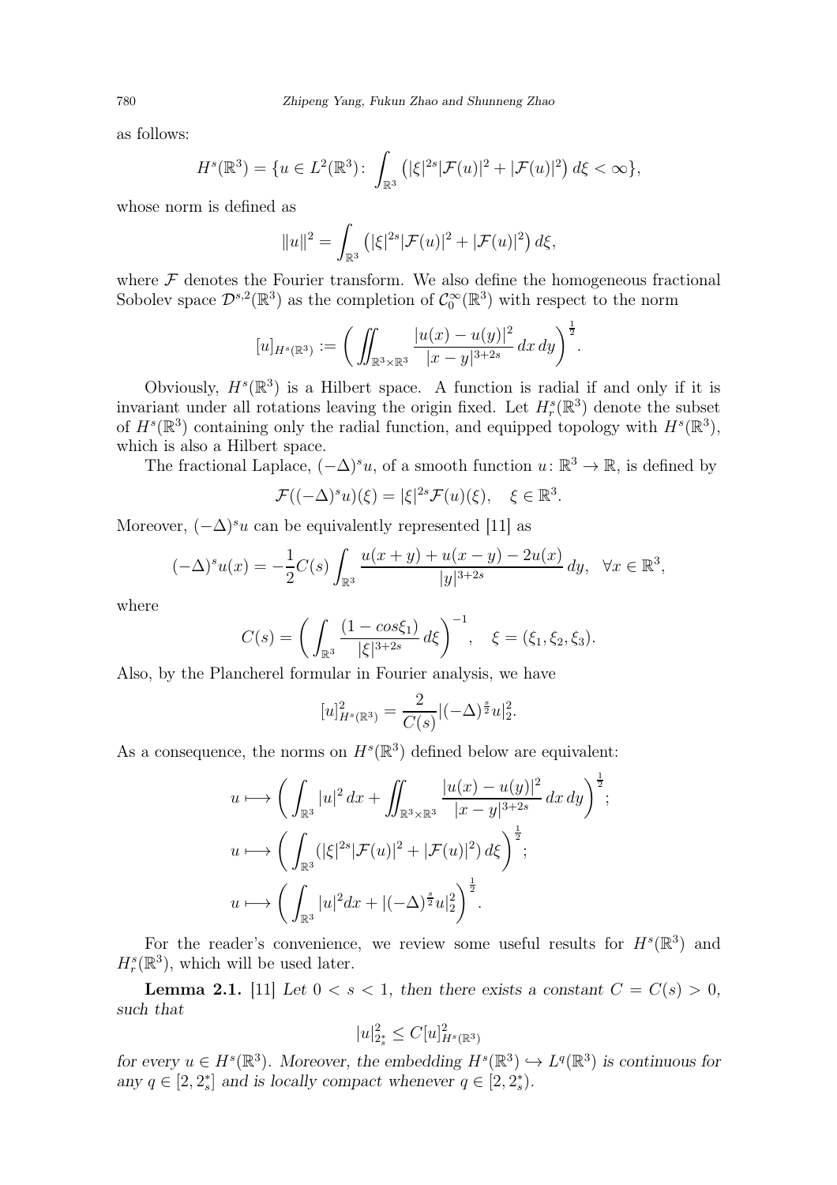as follows:

$$H^s(\mathbb{R}^3) = \{u \in L^2(\mathbb{R}^3) \colon \int_{\mathbb{R}^3} \left(|\xi|^{2s}|\mathcal{F}(u)|^2 + |\mathcal{F}(u)|^2\right) d\xi < \infty\},$$

whose norm is defined as

$$\|u\|^2 = \int_{\mathbb{R}^3} \left(|\xi|^{2s}|\mathcal{F}(u)|^2 + |\mathcal{F}(u)|^2\right) d\xi,$$

where $\mathcal{F}$ denotes the Fourier transform. We also define the homogeneous fractional Sobolev space $\mathcal{D}^{s,2}(\mathbb{R}^3)$ as the completion of $\mathcal{C}_0^\infty(\mathbb{R}^3)$ with respect to the norm

$$[u]_{H^s(\mathbb{R}^3)} := \left( \iint_{\mathbb{R}^3 \times \mathbb{R}^3} \frac{|u(x) - u(y)|^2}{|x-y|^{3+2s}} \, dx \, dy \right)^{\frac{1}{2}}.$$

Obviously, $H^s(\mathbb{R}^3)$ is a Hilbert space. A function is radial if and only if it is invariant under all rotations leaving the origin fixed. Let $H_r^s(\mathbb{R}^3)$ denote the subset of $H^s(\mathbb{R}^3)$ containing only the radial function, and equipped topology with $H^s(\mathbb{R}^3)$, which is also a Hilbert space.

The fractional Laplace, $(-\Delta)^s u$, of a smooth function $u \colon \mathbb{R}^3 \to \mathbb{R}$, is defined by

$$\mathcal{F}((-\Delta)^s u)(\xi) = |\xi|^{2s}\mathcal{F}(u)(\xi), \quad \xi \in \mathbb{R}^3.$$

Moreover, $(-\Delta)^s u$ can be equivalently represented [11] as

$$(-\Delta)^s u(x) = -\frac{1}{2}C(s) \int_{\mathbb{R}^3} \frac{u(x+y) + u(x-y) - 2u(x)}{|y|^{3+2s}} \, dy, \quad \forall x \in \mathbb{R}^3,$$

where

$$C(s) = \left( \int_{\mathbb{R}^3} \frac{(1 - cos\xi_1)}{|\xi|^{3+2s}} \, d\xi \right)^{-1}, \quad \xi = (\xi_1, \xi_2, \xi_3).$$

Also, by the Plancherel formular in Fourier analysis, we have

$$[u]^2_{H^s(\mathbb{R}^3)} = \frac{2}{C(s)} |(-\Delta)^{\frac{s}{2}} u|_2^2.$$

As a consequence, the norms on $H^s(\mathbb{R}^3)$ defined below are equivalent:

$$u \longmapsto \left( \int_{\mathbb{R}^3} |u|^2 \, dx + \iint_{\mathbb{R}^3 \times \mathbb{R}^3} \frac{|u(x) - u(y)|^2}{|x-y|^{3+2s}} \, dx \, dy \right)^{\frac{1}{2}};$$

$$u \longmapsto \left( \int_{\mathbb{R}^3} (|\xi|^{2s}|\mathcal{F}(u)|^2 + |\mathcal{F}(u)|^2) \, d\xi \right)^{\frac{1}{2}};$$

$$u \longmapsto \left( \int_{\mathbb{R}^3} |u|^2 dx + |(-\Delta)^{\frac{s}{2}} u|_2^2 \right)^{\frac{1}{2}}.$$

For the reader's convenience, we review some useful results for $H^s(\mathbb{R}^3)$ and $H_r^s(\mathbb{R}^3)$, which will be used later.

**Lemma 2.1.** [11] *Let $0 < s < 1$, then there exists a constant $C = C(s) > 0$, such that*

$$|u|^2_{2_s^*} \le C[u]^2_{H^s(\mathbb{R}^3)}$$

*for every $u \in H^s(\mathbb{R}^3)$. Moreover, the embedding $H^s(\mathbb{R}^3) \hookrightarrow L^q(\mathbb{R}^3)$ is continuous for any $q \in [2, 2_s^*]$ and is locally compact whenever $q \in [2, 2_s^*)$.*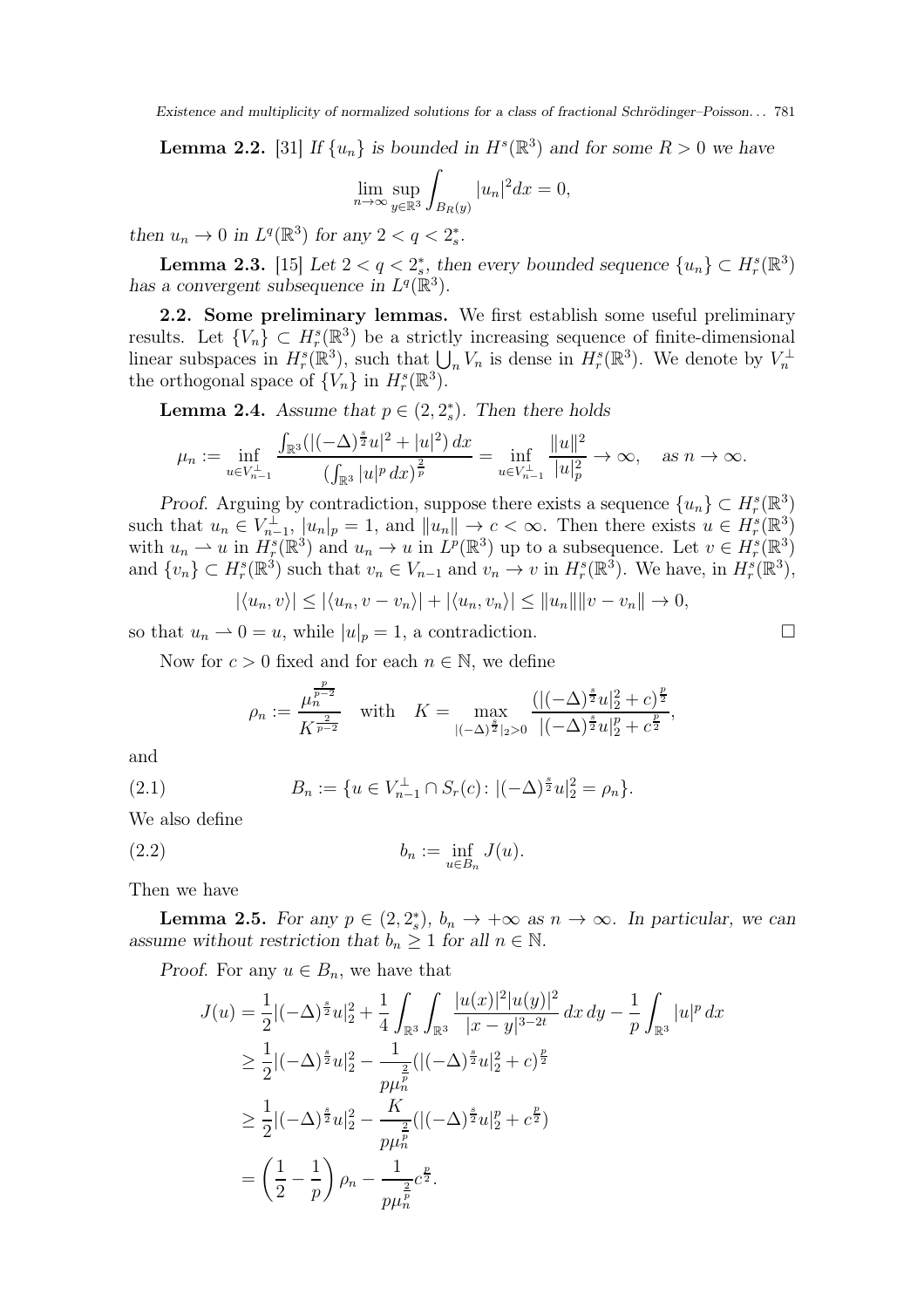**Lemma 2.2.** [31] *If $\{u_n\}$ is bounded in $H^s(\mathbb{R}^3)$ and for some $R > 0$ we have*

$$\lim_{n\to\infty} \sup_{y\in\mathbb{R}^3} \int_{B_R(y)} |u_n|^2 dx = 0,$$

*then $u_n \to 0$ in $L^q(\mathbb{R}^3)$ for any $2 < q < 2_s^*$.*

**Lemma 2.3.** [15] *Let $2 < q < 2_s^*$, then every bounded sequence $\{u_n\} \subset H_r^s(\mathbb{R}^3)$ has a convergent subsequence in $L^q(\mathbb{R}^3)$.*

**2.2. Some preliminary lemmas.** We first establish some useful preliminary results. Let $\{V_n\} \subset H_r^s(\mathbb{R}^3)$ be a strictly increasing sequence of finite-dimensional linear subspaces in $H_r^s(\mathbb{R}^3)$, such that $\bigcup_n V_n$ is dense in $H_r^s(\mathbb{R}^3)$. We denote by $V_n^\perp$ the orthogonal space of $\{V_n\}$ in $H_r^s(\mathbb{R}^3)$.

**Lemma 2.4.** *Assume that $p \in (2, 2_s^*)$. Then there holds*

$$\mu_n := \inf_{u\in V_{n-1}^\perp} \frac{\int_{\mathbb{R}^3}(|(-\Delta)^{\frac{s}{2}}u|^2 + |u|^2)\,dx}{(\int_{\mathbb{R}^3}|u|^p\,dx)^{\frac{2}{p}}} = \inf_{u\in V_{n-1}^\perp} \frac{\|u\|^2}{|u|_p^2} \to \infty, \quad \text{as } n\to\infty.$$

*Proof.* Arguing by contradiction, suppose there exists a sequence $\{u_n\} \subset H_r^s(\mathbb{R}^3)$ such that $u_n \in V_{n-1}^\perp$, $|u_n|_p = 1$, and $\|u_n\| \to c < \infty$. Then there exists $u \in H_r^s(\mathbb{R}^3)$ with $u_n \rightharpoonup u$ in $H_r^s(\mathbb{R}^3)$ and $u_n \to u$ in $L^p(\mathbb{R}^3)$ up to a subsequence. Let $v \in H_r^s(\mathbb{R}^3)$ and $\{v_n\} \subset H_r^s(\mathbb{R}^3)$ such that $v_n \in V_{n-1}$ and $v_n \to v$ in $H_r^s(\mathbb{R}^3)$. We have, in $H_r^s(\mathbb{R}^3)$,

$$|\langle u_n, v\rangle| \le |\langle u_n, v - v_n\rangle| + |\langle u_n, v_n\rangle| \le \|u_n\|\|v - v_n\| \to 0,$$

so that $u_n \rightharpoonup 0 = u$, while $|u|_p = 1$, a contradiction. $\square$

Now for $c > 0$ fixed and for each $n \in \mathbb{N}$, we define

$$\rho_n := \frac{\mu_n^{\frac{p}{p-2}}}{K^{\frac{2}{p-2}}} \quad \text{with} \quad K = \max_{|(-\Delta)^{\frac{s}{2}}|_2>0} \frac{(|(-\Delta)^{\frac{s}{2}}u|_2^2 + c)^{\frac{p}{2}}}{|(-\Delta)^{\frac{s}{2}}u|_2^p + c^{\frac{p}{2}}},$$

and

$$B_n := \{u \in V_{n-1}^\perp \cap S_r(c)\colon |(-\Delta)^{\frac{s}{2}}u|_2^2 = \rho_n\}. \tag{2.1}$$

We also define

$$b_n := \inf_{u\in B_n} J(u). \tag{2.2}$$

Then we have

**Lemma 2.5.** *For any $p \in (2, 2_s^*)$, $b_n \to +\infty$ as $n \to \infty$. In particular, we can assume without restriction that $b_n \ge 1$ for all $n \in \mathbb{N}$.*

*Proof.* For any $u \in B_n$, we have that

$$\begin{aligned}
J(u) &= \frac{1}{2}|(-\Delta)^{\frac{s}{2}}u|_2^2 + \frac{1}{4}\int_{\mathbb{R}^3}\int_{\mathbb{R}^3} \frac{|u(x)|^2|u(y)|^2}{|x-y|^{3-2t}}\,dx\,dy - \frac{1}{p}\int_{\mathbb{R}^3}|u|^p\,dx \\
&\ge \frac{1}{2}|(-\Delta)^{\frac{s}{2}}u|_2^2 - \frac{1}{p\mu_n^{\frac{2}{p}}}(|(-\Delta)^{\frac{s}{2}}u|_2^2 + c)^{\frac{p}{2}} \\
&\ge \frac{1}{2}|(-\Delta)^{\frac{s}{2}}u|_2^2 - \frac{K}{p\mu_n^{\frac{2}{p}}}(|(-\Delta)^{\frac{s}{2}}u|_2^p + c^{\frac{p}{2}}) \\
&= \left(\frac{1}{2} - \frac{1}{p}\right)\rho_n - \frac{1}{p\mu_n^{\frac{2}{p}}}c^{\frac{p}{2}}.
\end{aligned}$$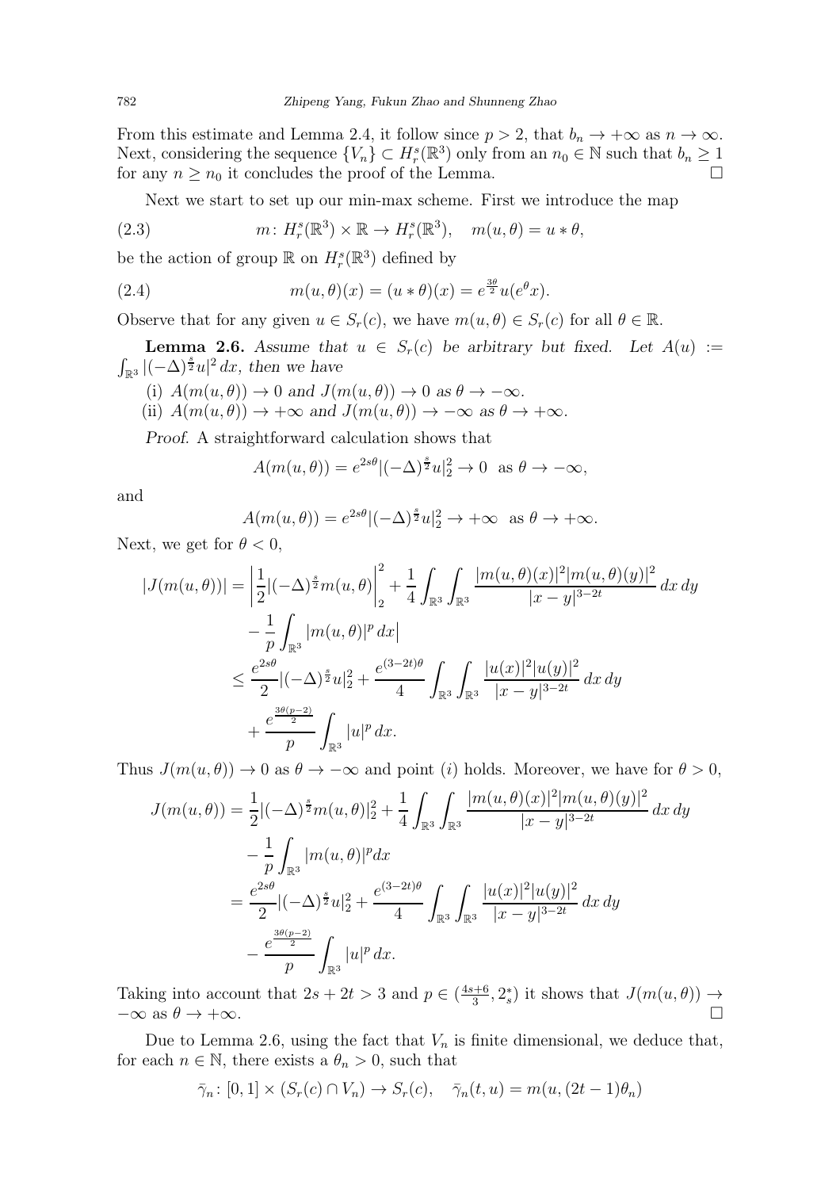From this estimate and Lemma 2.4, it follow since $p > 2$, that $b_n \to +\infty$ as $n \to \infty$. Next, considering the sequence $\{V_n\} \subset H_r^s(\mathbb{R}^3)$ only from an $n_0 \in \mathbb{N}$ such that $b_n \geq 1$ for any $n \geq n_0$ it concludes the proof of the Lemma. $\square$

Next we start to set up our min-max scheme. First we introduce the map

$$m\colon H_r^s(\mathbb{R}^3) \times \mathbb{R} \to H_r^s(\mathbb{R}^3), \quad m(u,\theta) = u * \theta, \tag{2.3}$$

be the action of group $\mathbb{R}$ on $H_r^s(\mathbb{R}^3)$ defined by

$$m(u,\theta)(x) = (u * \theta)(x) = e^{\frac{3\theta}{2}} u(e^{\theta} x). \tag{2.4}$$

Observe that for any given $u \in S_r(c)$, we have $m(u,\theta) \in S_r(c)$ for all $\theta \in \mathbb{R}$.

**Lemma 2.6.** *Assume that $u \in S_r(c)$ be arbitrary but fixed. Let $A(u) := \int_{\mathbb{R}^3} |(-\Delta)^{\frac{s}{2}} u|^2\,dx$, then we have*

(i) *$A(m(u,\theta)) \to 0$ and $J(m(u,\theta)) \to 0$ as $\theta \to -\infty$.*
(ii) *$A(m(u,\theta)) \to +\infty$ and $J(m(u,\theta)) \to -\infty$ as $\theta \to +\infty$.*

*Proof.* A straightforward calculation shows that

$$A(m(u,\theta)) = e^{2s\theta} |(-\Delta)^{\frac{s}{2}} u|_2^2 \to 0 \quad \text{as } \theta \to -\infty,$$

and

$$A(m(u,\theta)) = e^{2s\theta} |(-\Delta)^{\frac{s}{2}} u|_2^2 \to +\infty \quad \text{as } \theta \to +\infty.$$

Next, we get for $\theta < 0$,

$$\begin{aligned}
|J(m(u,\theta))| &= \bigg| \frac{1}{2} |(-\Delta)^{\frac{s}{2}} m(u,\theta)\bigg|_2^2 + \frac{1}{4} \int_{\mathbb{R}^3}\int_{\mathbb{R}^3} \frac{|m(u,\theta)(x)|^2 |m(u,\theta)(y)|^2}{|x-y|^{3-2t}}\,dx\,dy \\
&\quad - \frac{1}{p}\int_{\mathbb{R}^3} |m(u,\theta)|^p\,dx\bigg| \\
&\leq \frac{e^{2s\theta}}{2} |(-\Delta)^{\frac{s}{2}} u|_2^2 + \frac{e^{(3-2t)\theta}}{4} \int_{\mathbb{R}^3}\int_{\mathbb{R}^3} \frac{|u(x)|^2|u(y)|^2}{|x-y|^{3-2t}}\,dx\,dy \\
&\quad + \frac{e^{\frac{3\theta(p-2)}{2}}}{p} \int_{\mathbb{R}^3} |u|^p\,dx.
\end{aligned}$$

Thus $J(m(u,\theta)) \to 0$ as $\theta \to -\infty$ and point $(i)$ holds. Moreover, we have for $\theta > 0$,

$$\begin{aligned}
J(m(u,\theta)) &= \frac{1}{2} |(-\Delta)^{\frac{s}{2}} m(u,\theta)|_2^2 + \frac{1}{4} \int_{\mathbb{R}^3}\int_{\mathbb{R}^3} \frac{|m(u,\theta)(x)|^2 |m(u,\theta)(y)|^2}{|x-y|^{3-2t}}\,dx\,dy \\
&\quad - \frac{1}{p}\int_{\mathbb{R}^3} |m(u,\theta)|^p dx \\
&= \frac{e^{2s\theta}}{2} |(-\Delta)^{\frac{s}{2}} u|_2^2 + \frac{e^{(3-2t)\theta}}{4} \int_{\mathbb{R}^3}\int_{\mathbb{R}^3} \frac{|u(x)|^2|u(y)|^2}{|x-y|^{3-2t}}\,dx\,dy \\
&\quad - \frac{e^{\frac{3\theta(p-2)}{2}}}{p} \int_{\mathbb{R}^3} |u|^p\,dx.
\end{aligned}$$

Taking into account that $2s + 2t > 3$ and $p \in (\frac{4s+6}{3}, 2_s^*)$ it shows that $J(m(u,\theta)) \to -\infty$ as $\theta \to +\infty$. $\square$

Due to Lemma 2.6, using the fact that $V_n$ is finite dimensional, we deduce that, for each $n \in \mathbb{N}$, there exists a $\theta_n > 0$, such that

$$\bar{\gamma}_n\colon [0,1] \times (S_r(c) \cap V_n) \to S_r(c), \quad \bar{\gamma}_n(t,u) = m(u, (2t-1)\theta_n)$$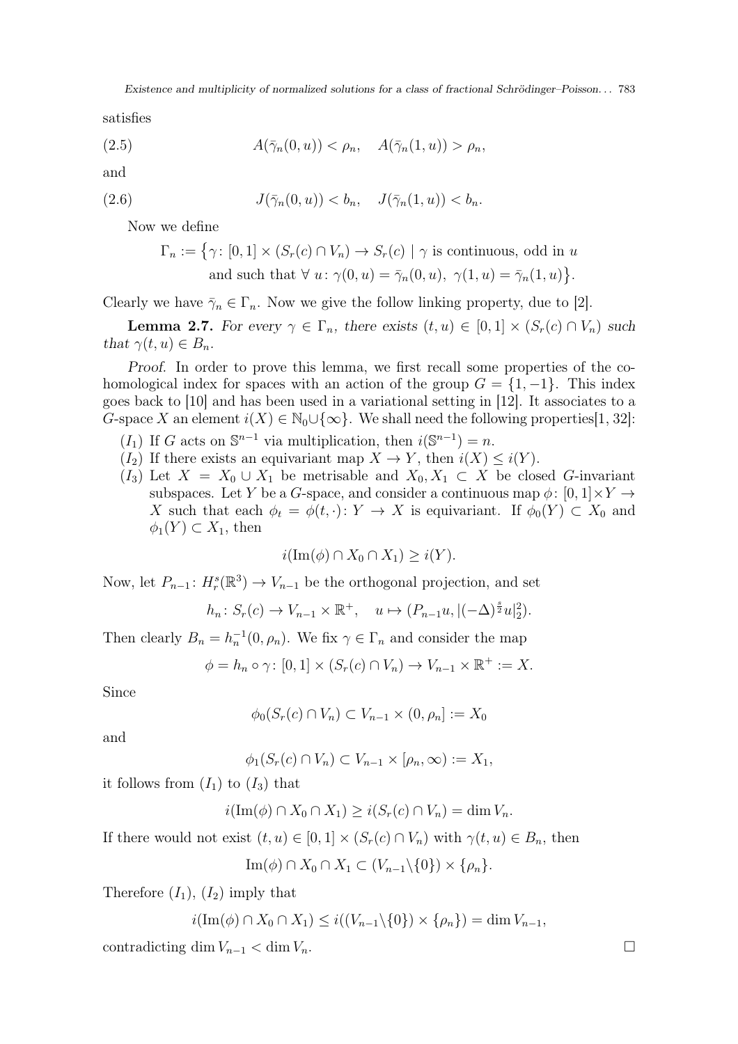satisfies

$$A(\bar{\gamma}_n(0,u)) < \rho_n, \quad A(\bar{\gamma}_n(1,u)) > \rho_n, \tag{2.5}$$

and

$$J(\bar{\gamma}_n(0,u)) < b_n, \quad J(\bar{\gamma}_n(1,u)) < b_n. \tag{2.6}$$

Now we define

$$\Gamma_n := \big\{\gamma\colon [0,1]\times(S_r(c)\cap V_n)\to S_r(c) \mid \gamma \text{ is continuous, odd in } u \text{ and such that } \forall\, u\colon \gamma(0,u)=\bar{\gamma}_n(0,u),\ \gamma(1,u)=\bar{\gamma}_n(1,u)\big\}.$$

Clearly we have $\bar{\gamma}_n \in \Gamma_n$. Now we give the follow linking property, due to [2].

**Lemma 2.7.** *For every $\gamma\in\Gamma_n$, there exists $(t,u)\in[0,1]\times(S_r(c)\cap V_n)$ such that $\gamma(t,u)\in B_n$.*

*Proof.* In order to prove this lemma, we first recall some properties of the cohomological index for spaces with an action of the group $G=\{1,-1\}$. This index goes back to [10] and has been used in a variational setting in [12]. It associates to a $G$-space $X$ an element $i(X)\in\mathbb{N}_0\cup\{\infty\}$. We shall need the following properties[1, 32]:

- $(I_1)$ If $G$ acts on $\mathbb{S}^{n-1}$ via multiplication, then $i(\mathbb{S}^{n-1})=n$.
- $(I_2)$ If there exists an equivariant map $X\to Y$, then $i(X)\le i(Y)$.
- $(I_3)$ Let $X=X_0\cup X_1$ be metrisable and $X_0,X_1\subset X$ be closed $G$-invariant subspaces. Let $Y$ be a $G$-space, and consider a continuous map $\phi\colon[0,1]\times Y\to X$ such that each $\phi_t=\phi(t,\cdot)\colon Y\to X$ is equivariant. If $\phi_0(Y)\subset X_0$ and $\phi_1(Y)\subset X_1$, then

$$i(\operatorname{Im}(\phi)\cap X_0\cap X_1)\ge i(Y).$$

Now, let $P_{n-1}\colon H_r^s(\mathbb{R}^3)\to V_{n-1}$ be the orthogonal projection, and set

$$h_n\colon S_r(c)\to V_{n-1}\times\mathbb{R}^+,\quad u\mapsto (P_{n-1}u, |(-\Delta)^{\frac{s}{2}}u|_2^2).$$

Then clearly $B_n=h_n^{-1}(0,\rho_n)$. We fix $\gamma\in\Gamma_n$ and consider the map

$$\phi=h_n\circ\gamma\colon[0,1]\times(S_r(c)\cap V_n)\to V_{n-1}\times\mathbb{R}^+ := X.$$

Since

$$\phi_0(S_r(c)\cap V_n)\subset V_{n-1}\times(0,\rho_n] := X_0$$

and

$$\phi_1(S_r(c)\cap V_n)\subset V_{n-1}\times[\rho_n,\infty) := X_1,$$

it follows from $(I_1)$ to $(I_3)$ that

$$i(\operatorname{Im}(\phi)\cap X_0\cap X_1)\ge i(S_r(c)\cap V_n)=\dim V_n.$$

If there would not exist $(t,u)\in[0,1]\times(S_r(c)\cap V_n)$ with $\gamma(t,u)\in B_n$, then

$$\operatorname{Im}(\phi)\cap X_0\cap X_1\subset (V_{n-1}\backslash\{0\})\times\{\rho_n\}.$$

Therefore $(I_1)$, $(I_2)$ imply that

$$i(\operatorname{Im}(\phi)\cap X_0\cap X_1)\le i((V_{n-1}\backslash\{0\})\times\{\rho_n\})=\dim V_{n-1},$$

contradicting $\dim V_{n-1}<\dim V_n$. $\square$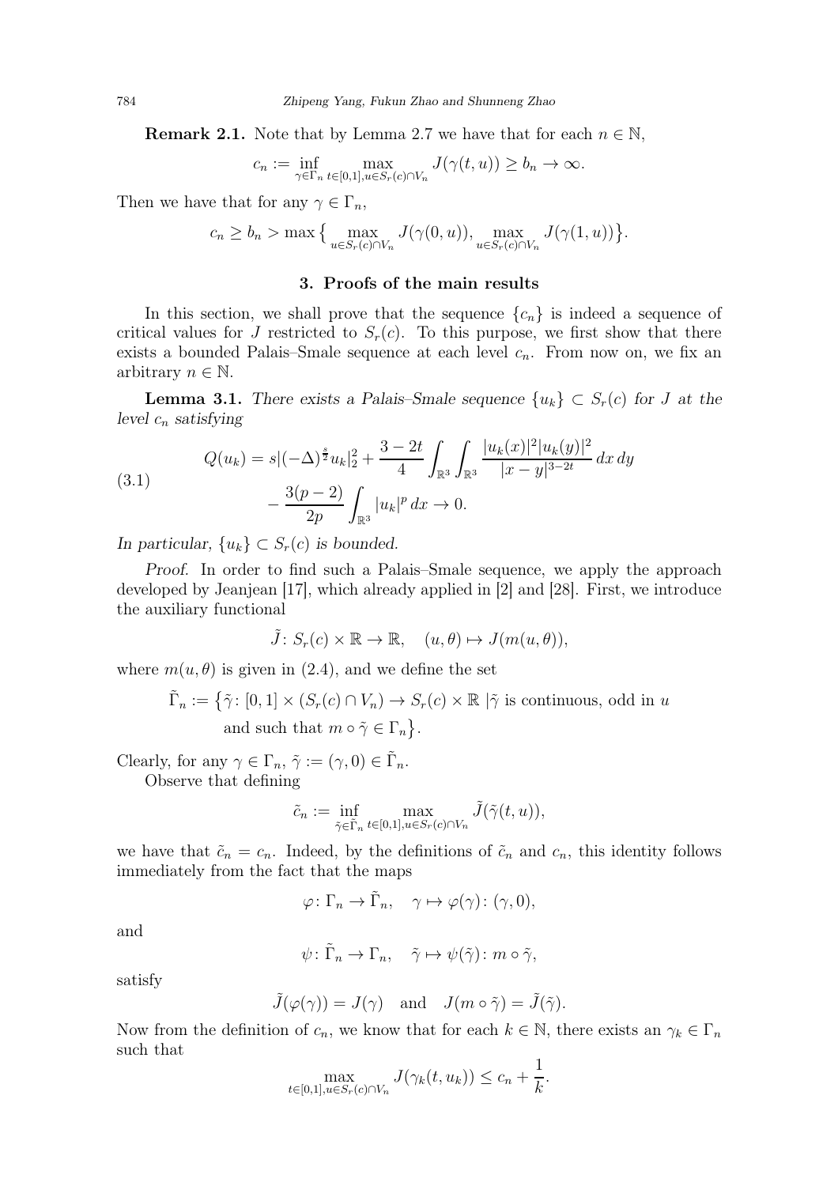**Remark 2.1.** Note that by Lemma 2.7 we have that for each $n \in \mathbb{N}$,

$$c_n := \inf_{\gamma \in \Gamma_n} \max_{t\in[0,1], u \in S_r(c)\cap V_n} J(\gamma(t,u)) \geq b_n \to \infty.$$

Then we have that for any $\gamma \in \Gamma_n$,

$$c_n \geq b_n > \max\big\{ \max_{u \in S_r(c)\cap V_n} J(\gamma(0,u)), \max_{u\in S_r(c)\cap V_n} J(\gamma(1,u))\big\}.$$

## 3. Proofs of the main results

In this section, we shall prove that the sequence $\{c_n\}$ is indeed a sequence of critical values for $J$ restricted to $S_r(c)$. To this purpose, we first show that there exists a bounded Palais–Smale sequence at each level $c_n$. From now on, we fix an arbitrary $n \in \mathbb{N}$.

**Lemma 3.1.** *There exists a Palais–Smale sequence $\{u_k\} \subset S_r(c)$ for $J$ at the level $c_n$ satisfying*

$$\begin{aligned}
Q(u_k) = s|(-\Delta)^{\frac{s}{2}} u_k|_2^2 &+ \frac{3-2t}{4} \int_{\mathbb{R}^3}\int_{\mathbb{R}^3} \frac{|u_k(x)|^2|u_k(y)|^2}{|x-y|^{3-2t}}\,dx\,dy \\
&- \frac{3(p-2)}{2p}\int_{\mathbb{R}^3} |u_k|^p\,dx \to 0.
\end{aligned} \tag{3.1}$$

*In particular, $\{u_k\} \subset S_r(c)$ is bounded.*

*Proof.* In order to find such a Palais–Smale sequence, we apply the approach developed by Jeanjean [17], which already applied in [2] and [28]. First, we introduce the auxiliary functional

$$\tilde{J}\colon S_r(c)\times\mathbb{R} \to \mathbb{R}, \quad (u,\theta) \mapsto J(m(u,\theta)),$$

where $m(u,\theta)$ is given in (2.4), and we define the set

$$\begin{aligned}
\tilde{\Gamma}_n := \big\{\tilde{\gamma}\colon [0,1]\times(S_r(c)\cap V_n) \to S_r(c)\times\mathbb{R}\ |\tilde{\gamma} \text{ is continuous, odd in } u \\
\text{and such that } m\circ\tilde{\gamma} \in \Gamma_n\big\}.
\end{aligned}$$

Clearly, for any $\gamma \in \Gamma_n$, $\tilde{\gamma} := (\gamma, 0) \in \tilde{\Gamma}_n$.

Observe that defining

$$\tilde{c}_n := \inf_{\tilde{\gamma}\in\tilde{\Gamma}_n} \max_{t\in[0,1],u\in S_r(c)\cap V_n} \tilde{J}(\tilde{\gamma}(t,u)),$$

we have that $\tilde{c}_n = c_n$. Indeed, by the definitions of $\tilde{c}_n$ and $c_n$, this identity follows immediately from the fact that the maps

$$\varphi\colon \Gamma_n \to \tilde{\Gamma}_n, \quad \gamma \mapsto \varphi(\gamma)\colon (\gamma, 0),$$

and

$$\psi\colon \tilde{\Gamma}_n \to \Gamma_n, \quad \tilde{\gamma} \mapsto \psi(\tilde{\gamma})\colon m\circ\tilde{\gamma},$$

satisfy

$$\tilde{J}(\varphi(\gamma)) = J(\gamma) \quad \text{and} \quad J(m\circ\tilde{\gamma}) = \tilde{J}(\tilde{\gamma}).$$

Now from the definition of $c_n$, we know that for each $k\in\mathbb{N}$, there exists an $\gamma_k \in \Gamma_n$ such that

$$\max_{t\in[0,1],u\in S_r(c)\cap V_n} J(\gamma_k(t,u_k)) \leq c_n + \frac{1}{k}.$$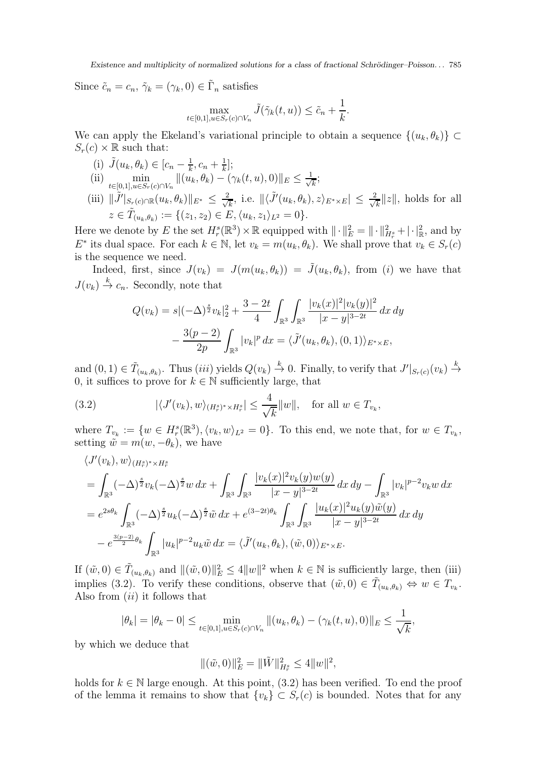Since $\tilde{c}_n = c_n$, $\tilde{\gamma}_k = (\gamma_k, 0) \in \tilde{\Gamma}_n$ satisfies

$$\max_{t\in[0,1], u \in S_r(c)\cap V_n} \tilde{J}(\tilde{\gamma}_k(t,u)) \leq \tilde{c}_n + \frac{1}{k}.$$

We can apply the Ekeland's variational principle to obtain a sequence $\{(u_k, \theta_k)\} \subset S_r(c) \times \mathbb{R}$ such that:

(i) $\tilde{J}(u_k, \theta_k) \in [c_n - \frac{1}{k}, c_n + \frac{1}{k}]$;

(ii) $\min\limits_{t\in[0,1], u\in S_r(c)\cap V_n} \|(u_k, \theta_k) - (\gamma_k(t,u), 0)\|_E \leq \frac{1}{\sqrt{k}}$;

(iii) $\|\tilde{J}'|_{S_r(c)\cap \mathbb{R}}(u_k, \theta_k)\|_{E^*} \leq \frac{2}{\sqrt{k}}$, i.e. $\|\langle \tilde{J}'(u_k, \theta_k), z\rangle_{E^*\times E}| \leq \frac{2}{\sqrt{k}} \|z\|$, holds for all $z \in \tilde{T}_{(u_k,\theta_k)} := \{(z_1, z_2) \in E, \langle u_k, z_1\rangle_{L^2} = 0\}$.

Here we denote by $E$ the set $H_r^s(\mathbb{R}^3) \times \mathbb{R}$ equipped with $\|\cdot\|_E^2 = \|\cdot\|_{H_r^s}^2 + |\cdot|_{\mathbb{R}}^2$, and by $E^*$ its dual space. For each $k \in \mathbb{N}$, let $v_k = m(u_k, \theta_k)$. We shall prove that $v_k \in S_r(c)$ is the sequence we need.

Indeed, first, since $J(v_k) = J(m(u_k, \theta_k)) = \tilde{J}(u_k, \theta_k)$, from $(i)$ we have that $J(v_k) \overset{k}{\to} c_n$. Secondly, note that

$$\begin{aligned} Q(v_k) = s|(-\Delta)^{\frac{s}{2}} v_k|_2^2 + \frac{3-2t}{4} \int_{\mathbb{R}^3}\int_{\mathbb{R}^3} \frac{|v_k(x)|^2 |v_k(y)|^2}{|x-y|^{3-2t}}\, dx\, dy \\ - \frac{3(p-2)}{2p} \int_{\mathbb{R}^3} |v_k|^p\, dx = \langle \tilde{J}'(u_k, \theta_k), (0,1)\rangle_{E^*\times E}, \end{aligned}$$

and $(0,1) \in \tilde{T}_{(u_k,\theta_k)}$. Thus $(iii)$ yields $Q(v_k) \overset{k}{\to} 0$. Finally, to verify that $J'|_{S_r(c)}(v_k) \overset{k}{\to} 0$, it suffices to prove for $k \in \mathbb{N}$ sufficiently large, that

$$|\langle J'(v_k), w\rangle_{(H_r^s)^*\times H_r^s}| \leq \frac{4}{\sqrt{k}} \|w\|, \quad \text{for all } w \in T_{v_k}, \tag{3.2}$$

where $T_{v_k} := \{w \in H_r^s(\mathbb{R}^3), \langle v_k, w\rangle_{L^2} = 0\}$. To this end, we note that, for $w \in T_{v_k}$, setting $\tilde{w} = m(w, -\theta_k)$, we have

$$\begin{aligned} &\langle J'(v_k), w\rangle_{(H_r^s)^*\times H_r^s} \\ &= \int_{\mathbb{R}^3} (-\Delta)^{\frac{s}{2}} v_k (-\Delta)^{\frac{s}{2}} w\, dx + \int_{\mathbb{R}^3}\int_{\mathbb{R}^3} \frac{|v_k(x)|^2 v_k(y) w(y)}{|x-y|^{3-2t}}\, dx\, dy - \int_{\mathbb{R}^3} |v_k|^{p-2} v_k w\, dx \\ &= e^{2s\theta_k} \int_{\mathbb{R}^3} (-\Delta)^{\frac{s}{2}} u_k (-\Delta)^{\frac{s}{2}} \tilde{w}\, dx + e^{(3-2t)\theta_k} \int_{\mathbb{R}^3}\int_{\mathbb{R}^3} \frac{|u_k(x)|^2 u_k(y) \tilde{w}(y)}{|x-y|^{3-2t}}\, dx\, dy \\ &\quad - e^{\frac{3(p-2)}{2}\theta_k} \int_{\mathbb{R}^3} |u_k|^{p-2} u_k \tilde{w}\, dx = \langle \tilde{J}'(u_k, \theta_k), (\tilde{w}, 0)\rangle_{E^*\times E}. \end{aligned}$$

If $(\tilde{w}, 0) \in \tilde{T}_{(u_k,\theta_k)}$ and $\|(\tilde{w}, 0)\|_E^2 \leq 4\|w\|^2$ when $k \in \mathbb{N}$ is sufficiently large, then (iii) implies (3.2). To verify these conditions, observe that $(\tilde{w}, 0) \in \tilde{T}_{(u_k,\theta_k)} \Leftrightarrow w \in T_{v_k}$. Also from $(ii)$ it follows that

$$|\theta_k| = |\theta_k - 0| \leq \min_{t\in[0,1], u\in S_r(c)\cap V_n} \|(u_k, \theta_k) - (\gamma_k(t,u), 0)\|_E \leq \frac{1}{\sqrt{k}},$$

by which we deduce that

$$\|(\tilde{w}, 0)\|_E^2 = \|\tilde{W}\|_{H_r^s}^2 \leq 4\|w\|^2,$$

holds for $k \in \mathbb{N}$ large enough. At this point, (3.2) has been verified. To end the proof of the lemma it remains to show that $\{v_k\} \subset S_r(c)$ is bounded. Notes that for any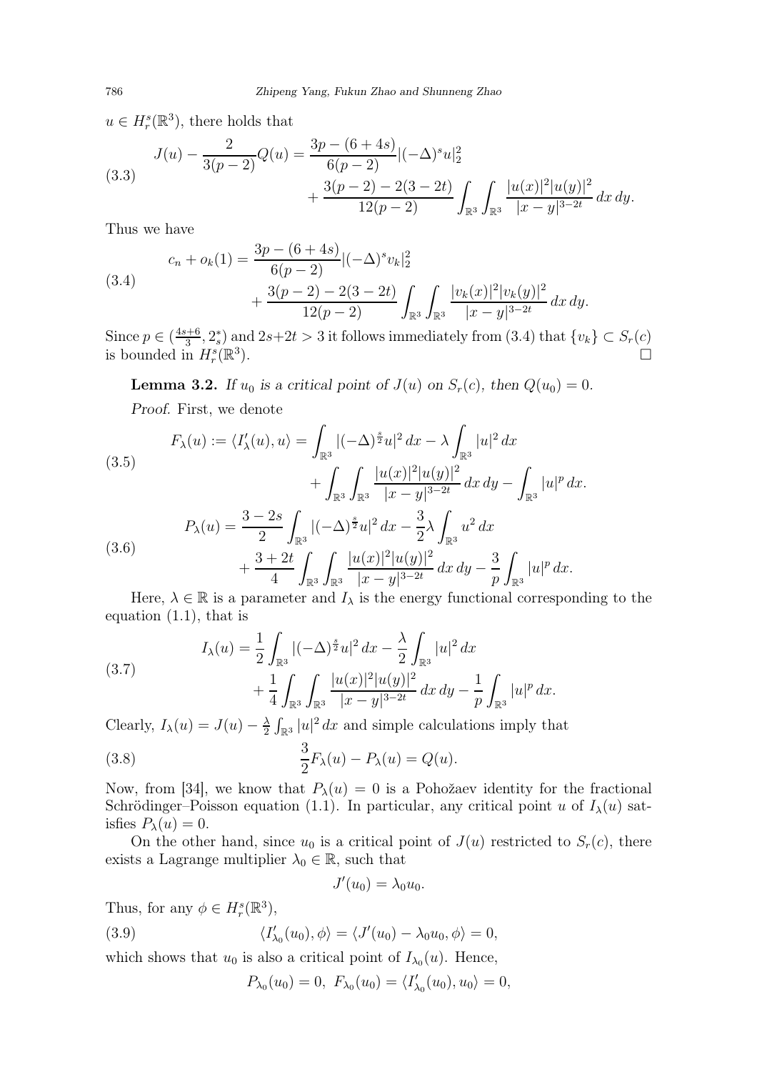$u \in H_r^s(\mathbb{R}^3)$, there holds that

$$J(u) - \frac{2}{3(p-2)}Q(u) = \frac{3p-(6+4s)}{6(p-2)}|(-\Delta)^s u|_2^2 + \frac{3(p-2)-2(3-2t)}{12(p-2)} \int_{\mathbb{R}^3}\int_{\mathbb{R}^3} \frac{|u(x)|^2|u(y)|^2}{|x-y|^{3-2t}}\,dx\,dy. \tag{3.3}$$

Thus we have

$$c_n + o_k(1) = \frac{3p-(6+4s)}{6(p-2)}|(-\Delta)^s v_k|_2^2 + \frac{3(p-2)-2(3-2t)}{12(p-2)} \int_{\mathbb{R}^3}\int_{\mathbb{R}^3} \frac{|v_k(x)|^2|v_k(y)|^2}{|x-y|^{3-2t}}\,dx\,dy. \tag{3.4}$$

Since $p \in (\frac{4s+6}{3}, 2_s^*)$ and $2s+2t > 3$ it follows immediately from (3.4) that $\{v_k\} \subset S_r(c)$ is bounded in $H_r^s(\mathbb{R}^3)$. $\square$

**Lemma 3.2.** *If $u_0$ is a critical point of $J(u)$ on $S_r(c)$, then $Q(u_0) = 0$.*

*Proof.* First, we denote

$$F_\lambda(u) := \langle I'_\lambda(u), u\rangle = \int_{\mathbb{R}^3} |(-\Delta)^{\frac{s}{2}} u|^2\,dx - \lambda \int_{\mathbb{R}^3} |u|^2\,dx + \int_{\mathbb{R}^3}\int_{\mathbb{R}^3} \frac{|u(x)|^2|u(y)|^2}{|x-y|^{3-2t}}\,dx\,dy - \int_{\mathbb{R}^3} |u|^p\,dx. \tag{3.5}$$

$$P_\lambda(u) = \frac{3-2s}{2}\int_{\mathbb{R}^3} |(-\Delta)^{\frac{s}{2}} u|^2\,dx - \frac{3}{2}\lambda \int_{\mathbb{R}^3} u^2\,dx + \frac{3+2t}{4}\int_{\mathbb{R}^3}\int_{\mathbb{R}^3} \frac{|u(x)|^2|u(y)|^2}{|x-y|^{3-2t}}\,dx\,dy - \frac{3}{p}\int_{\mathbb{R}^3} |u|^p\,dx. \tag{3.6}$$

Here, $\lambda \in \mathbb{R}$ is a parameter and $I_\lambda$ is the energy functional corresponding to the equation (1.1), that is

$$I_\lambda(u) = \frac{1}{2}\int_{\mathbb{R}^3} |(-\Delta)^{\frac{s}{2}} u|^2\,dx - \frac{\lambda}{2}\int_{\mathbb{R}^3} |u|^2\,dx + \frac{1}{4}\int_{\mathbb{R}^3}\int_{\mathbb{R}^3} \frac{|u(x)|^2|u(y)|^2}{|x-y|^{3-2t}}\,dx\,dy - \frac{1}{p}\int_{\mathbb{R}^3} |u|^p\,dx. \tag{3.7}$$

Clearly, $I_\lambda(u) = J(u) - \frac{\lambda}{2}\int_{\mathbb{R}^3} |u|^2\,dx$ and simple calculations imply that

$$\frac{3}{2}F_\lambda(u) - P_\lambda(u) = Q(u). \tag{3.8}$$

Now, from [34], we know that $P_\lambda(u) = 0$ is a Pohožaev identity for the fractional Schrödinger–Poisson equation (1.1). In particular, any critical point $u$ of $I_\lambda(u)$ satisfies $P_\lambda(u) = 0$.

On the other hand, since $u_0$ is a critical point of $J(u)$ restricted to $S_r(c)$, there exists a Lagrange multiplier $\lambda_0 \in \mathbb{R}$, such that

$$J'(u_0) = \lambda_0 u_0.$$

Thus, for any $\phi \in H_r^s(\mathbb{R}^3)$,

$$\langle I'_{\lambda_0}(u_0), \phi\rangle = \langle J'(u_0) - \lambda_0 u_0, \phi\rangle = 0, \tag{3.9}$$

which shows that $u_0$ is also a critical point of $I_{\lambda_0}(u)$. Hence,

$$P_{\lambda_0}(u_0) = 0,\ F_{\lambda_0}(u_0) = \langle I'_{\lambda_0}(u_0), u_0\rangle = 0,$$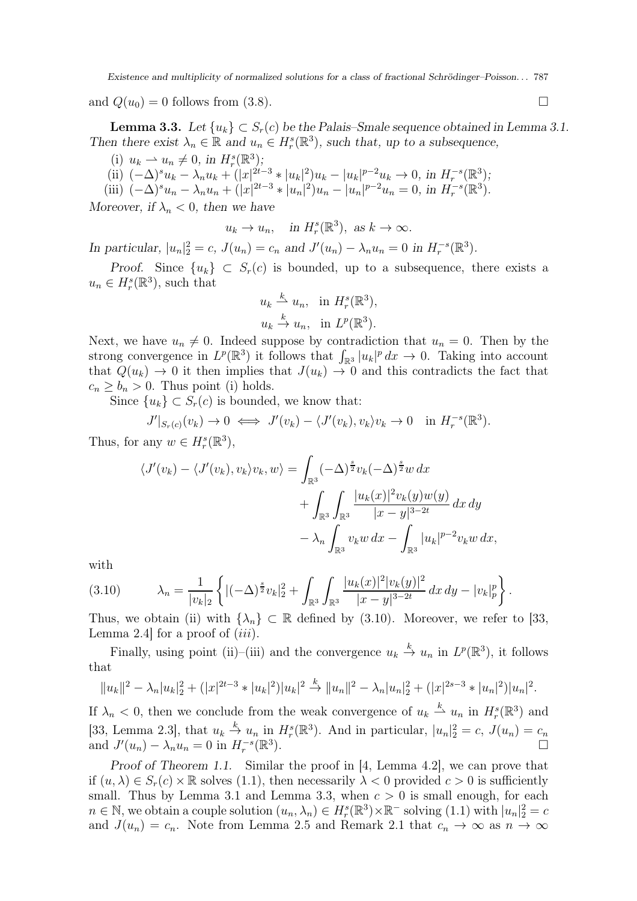and $Q(u_0) = 0$ follows from (3.8). $\square$

**Lemma 3.3.** *Let $\{u_k\} \subset S_r(c)$ be the Palais–Smale sequence obtained in Lemma 3.1. Then there exist $\lambda_n \in \mathbb{R}$ and $u_n \in H_r^s(\mathbb{R}^3)$, such that, up to a subsequence,*

(i) $u_k \rightharpoonup u_n \neq 0$, *in* $H_r^s(\mathbb{R}^3)$;

(ii) $(-\Delta)^s u_k - \lambda_n u_k + (|x|^{2t-3} * |u_k|^2)u_k - |u_k|^{p-2}u_k \to 0$, *in* $H_r^{-s}(\mathbb{R}^3)$;

(iii) $(-\Delta)^s u_n - \lambda_n u_n + (|x|^{2t-3} * |u_n|^2)u_n - |u_n|^{p-2}u_n = 0$, *in* $H_r^{-s}(\mathbb{R}^3)$.

*Moreover, if $\lambda_n < 0$, then we have*

$$u_k \to u_n, \quad \text{in } H_r^s(\mathbb{R}^3), \text{ as } k \to \infty.$$

*In particular, $|u_n|_2^2 = c$, $J(u_n) = c_n$ and $J'(u_n) - \lambda_n u_n = 0$ in $H_r^{-s}(\mathbb{R}^3)$.*

*Proof.* Since $\{u_k\} \subset S_r(c)$ is bounded, up to a subsequence, there exists a $u_n \in H_r^s(\mathbb{R}^3)$, such that

$$u_k \overset{k}{\rightharpoonup} u_n, \quad \text{in } H_r^s(\mathbb{R}^3),$$
$$u_k \overset{k}{\to} u_n, \quad \text{in } L^p(\mathbb{R}^3).$$

Next, we have $u_n \neq 0$. Indeed suppose by contradiction that $u_n = 0$. Then by the strong convergence in $L^p(\mathbb{R}^3)$ it follows that $\int_{\mathbb{R}^3} |u_k|^p\,dx \to 0$. Taking into account that $Q(u_k) \to 0$ it then implies that $J(u_k) \to 0$ and this contradicts the fact that $c_n \geq b_n > 0$. Thus point (i) holds.

Since $\{u_k\} \subset S_r(c)$ is bounded, we know that:

$$J'|_{S_r(c)}(v_k) \to 0 \iff J'(v_k) - \langle J'(v_k), v_k\rangle v_k \to 0 \quad \text{in } H_r^{-s}(\mathbb{R}^3).$$

Thus, for any $w \in H_r^s(\mathbb{R}^3)$,

$$\begin{aligned}
\langle J'(v_k) - \langle J'(v_k), v_k\rangle v_k, w\rangle = &\int_{\mathbb{R}^3} (-\Delta)^{\frac{s}{2}} v_k (-\Delta)^{\frac{s}{2}} w\,dx \\
&+ \int_{\mathbb{R}^3}\int_{\mathbb{R}^3} \frac{|u_k(x)|^2 v_k(y) w(y)}{|x-y|^{3-2t}}\,dx\,dy \\
&- \lambda_n \int_{\mathbb{R}^3} v_k w\,dx - \int_{\mathbb{R}^3} |u_k|^{p-2} v_k w\,dx,
\end{aligned}$$

with

$$\lambda_n = \frac{1}{|v_k|_2}\left\{|(-\Delta)^{\frac{s}{2}} v_k|_2^2 + \int_{\mathbb{R}^3}\int_{\mathbb{R}^3} \frac{|u_k(x)|^2 |v_k(y)|^2}{|x-y|^{3-2t}}\,dx\,dy - |v_k|_p^p\right\}. \tag{3.10}$$

Thus, we obtain (ii) with $\{\lambda_n\} \subset \mathbb{R}$ defined by (3.10). Moreover, we refer to [33, Lemma 2.4] for a proof of $(iii)$.

Finally, using point (ii)–(iii) and the convergence $u_k \overset{k}{\to} u_n$ in $L^p(\mathbb{R}^3)$, it follows that

$$\|u_k\|^2 - \lambda_n |u_k|_2^2 + (|x|^{2t-3} * |u_k|^2)|u_k|^2 \overset{k}{\to} \|u_n\|^2 - \lambda_n |u_n|_2^2 + (|x|^{2s-3} * |u_n|^2)|u_n|^2.$$

If $\lambda_n < 0$, then we conclude from the weak convergence of $u_k \overset{k}{\rightharpoonup} u_n$ in $H_r^s(\mathbb{R}^3)$ and [33, Lemma 2.3], that $u_k \overset{k}{\to} u_n$ in $H_r^s(\mathbb{R}^3)$. And in particular, $|u_n|_2^2 = c$, $J(u_n) = c_n$ and $J'(u_n) - \lambda_n u_n = 0$ in $H_r^{-s}(\mathbb{R}^3)$. $\square$

*Proof of Theorem 1.1.* Similar the proof in [4, Lemma 4.2], we can prove that if $(u, \lambda) \in S_r(c) \times \mathbb{R}$ solves (1.1), then necessarily $\lambda < 0$ provided $c > 0$ is sufficiently small. Thus by Lemma 3.1 and Lemma 3.3, when $c > 0$ is small enough, for each $n \in \mathbb{N}$, we obtain a couple solution $(u_n, \lambda_n) \in H_r^s(\mathbb{R}^3) \times \mathbb{R}^-$ solving (1.1) with $|u_n|_2^2 = c$ and $J(u_n) = c_n$. Note from Lemma 2.5 and Remark 2.1 that $c_n \to \infty$ as $n \to \infty$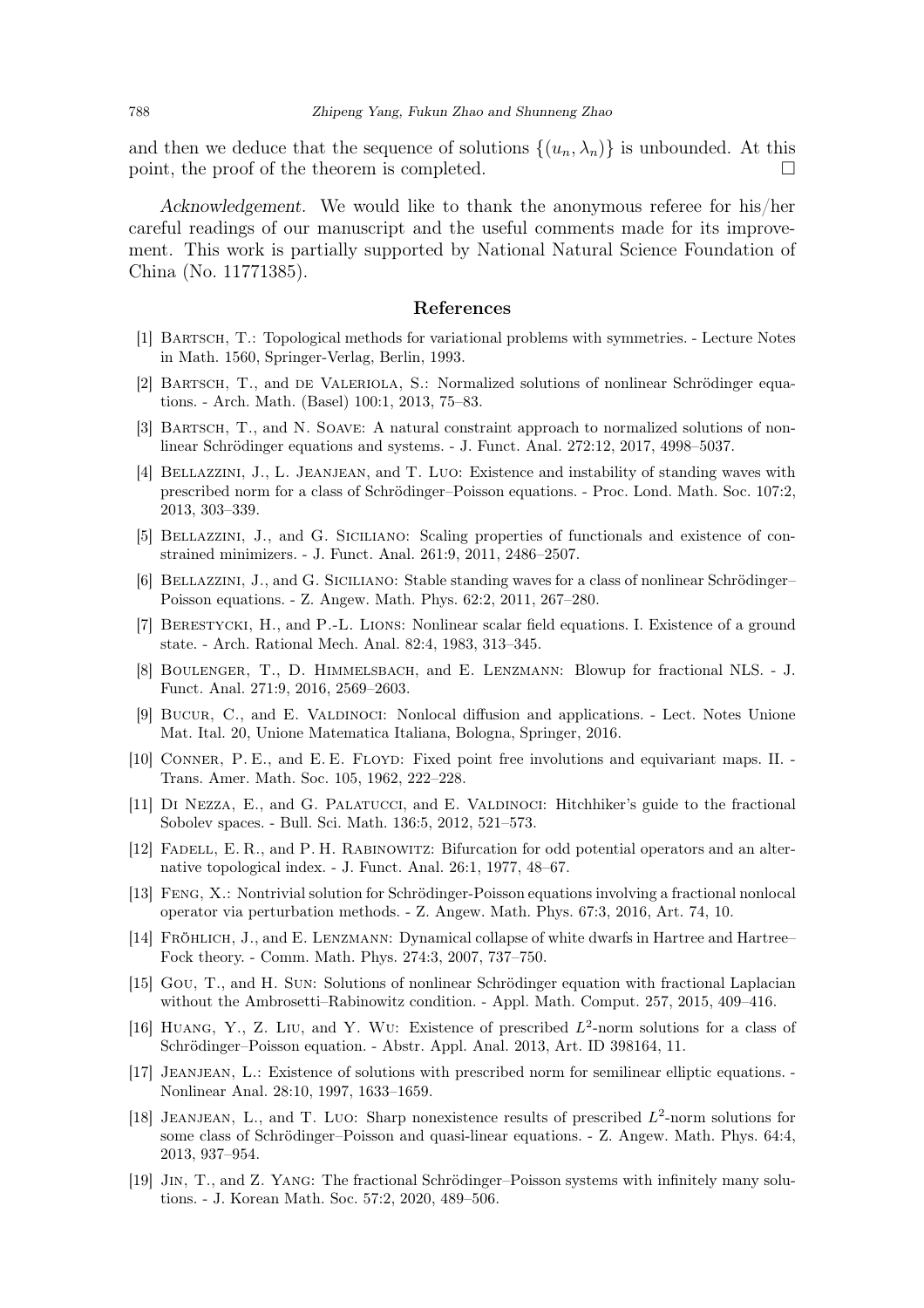and then we deduce that the sequence of solutions $\{(u_n, \lambda_n)\}$ is unbounded. At this point, the proof of the theorem is completed. □

*Acknowledgement.* We would like to thank the anonymous referee for his/her careful readings of our manuscript and the useful comments made for its improvement. This work is partially supported by National Natural Science Foundation of China (No. 11771385).

## References

[1] Bartsch, T.: Topological methods for variational problems with symmetries. - Lecture Notes in Math. 1560, Springer-Verlag, Berlin, 1993.

[2] Bartsch, T., and de Valeriola, S.: Normalized solutions of nonlinear Schrödinger equations. - Arch. Math. (Basel) 100:1, 2013, 75–83.

[3] Bartsch, T., and N. Soave: A natural constraint approach to normalized solutions of nonlinear Schrödinger equations and systems. - J. Funct. Anal. 272:12, 2017, 4998–5037.

[4] Bellazzini, J., L. Jeanjean, and T. Luo: Existence and instability of standing waves with prescribed norm for a class of Schrödinger–Poisson equations. - Proc. Lond. Math. Soc. 107:2, 2013, 303–339.

[5] Bellazzini, J., and G. Siciliano: Scaling properties of functionals and existence of constrained minimizers. - J. Funct. Anal. 261:9, 2011, 2486–2507.

[6] Bellazzini, J., and G. Siciliano: Stable standing waves for a class of nonlinear Schrödinger–Poisson equations. - Z. Angew. Math. Phys. 62:2, 2011, 267–280.

[7] Berestycki, H., and P.-L. Lions: Nonlinear scalar field equations. I. Existence of a ground state. - Arch. Rational Mech. Anal. 82:4, 1983, 313–345.

[8] Boulenger, T., D. Himmelsbach, and E. Lenzmann: Blowup for fractional NLS. - J. Funct. Anal. 271:9, 2016, 2569–2603.

[9] Bucur, C., and E. Valdinoci: Nonlocal diffusion and applications. - Lect. Notes Unione Mat. Ital. 20, Unione Matematica Italiana, Bologna, Springer, 2016.

[10] Conner, P. E., and E. E. Floyd: Fixed point free involutions and equivariant maps. II. - Trans. Amer. Math. Soc. 105, 1962, 222–228.

[11] Di Nezza, E., and G. Palatucci, and E. Valdinoci: Hitchhiker's guide to the fractional Sobolev spaces. - Bull. Sci. Math. 136:5, 2012, 521–573.

[12] Fadell, E. R., and P. H. Rabinowitz: Bifurcation for odd potential operators and an alternative topological index. - J. Funct. Anal. 26:1, 1977, 48–67.

[13] Feng, X.: Nontrivial solution for Schrödinger-Poisson equations involving a fractional nonlocal operator via perturbation methods. - Z. Angew. Math. Phys. 67:3, 2016, Art. 74, 10.

[14] Fröhlich, J., and E. Lenzmann: Dynamical collapse of white dwarfs in Hartree and Hartree–Fock theory. - Comm. Math. Phys. 274:3, 2007, 737–750.

[15] Gou, T., and H. Sun: Solutions of nonlinear Schrödinger equation with fractional Laplacian without the Ambrosetti–Rabinowitz condition. - Appl. Math. Comput. 257, 2015, 409–416.

[16] Huang, Y., Z. Liu, and Y. Wu: Existence of prescribed $L^2$-norm solutions for a class of Schrödinger–Poisson equation. - Abstr. Appl. Anal. 2013, Art. ID 398164, 11.

[17] Jeanjean, L.: Existence of solutions with prescribed norm for semilinear elliptic equations. - Nonlinear Anal. 28:10, 1997, 1633–1659.

[18] Jeanjean, L., and T. Luo: Sharp nonexistence results of prescribed $L^2$-norm solutions for some class of Schrödinger–Poisson and quasi-linear equations. - Z. Angew. Math. Phys. 64:4, 2013, 937–954.

[19] Jin, T., and Z. Yang: The fractional Schrödinger–Poisson systems with infinitely many solutions. - J. Korean Math. Soc. 57:2, 2020, 489–506.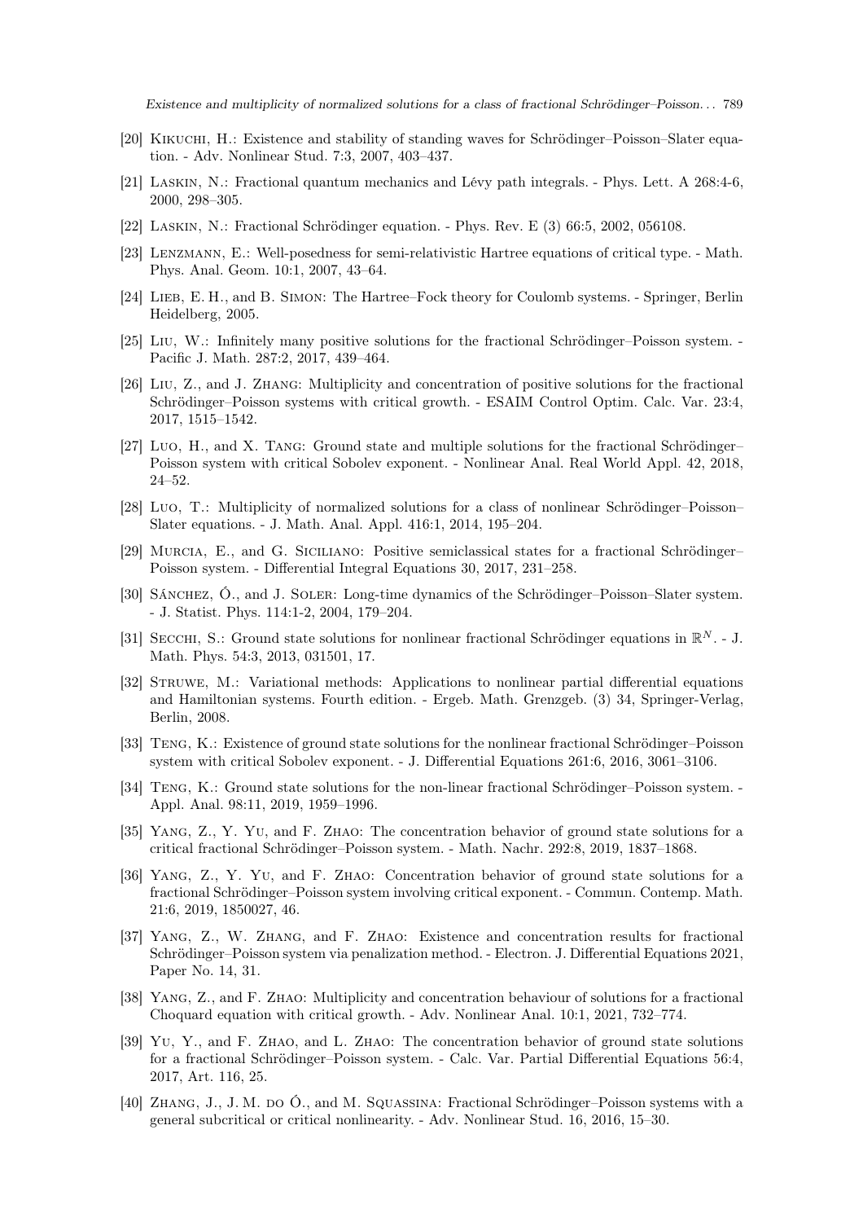[20] Kikuchi, H.: Existence and stability of standing waves for Schrödinger–Poisson–Slater equation. - Adv. Nonlinear Stud. 7:3, 2007, 403–437.

[21] Laskin, N.: Fractional quantum mechanics and Lévy path integrals. - Phys. Lett. A 268:4-6, 2000, 298–305.

[22] Laskin, N.: Fractional Schrödinger equation. - Phys. Rev. E (3) 66:5, 2002, 056108.

[23] Lenzmann, E.: Well-posedness for semi-relativistic Hartree equations of critical type. - Math. Phys. Anal. Geom. 10:1, 2007, 43–64.

[24] Lieb, E. H., and B. Simon: The Hartree–Fock theory for Coulomb systems. - Springer, Berlin Heidelberg, 2005.

[25] Liu, W.: Infinitely many positive solutions for the fractional Schrödinger–Poisson system. - Pacific J. Math. 287:2, 2017, 439–464.

[26] Liu, Z., and J. Zhang: Multiplicity and concentration of positive solutions for the fractional Schrödinger–Poisson systems with critical growth. - ESAIM Control Optim. Calc. Var. 23:4, 2017, 1515–1542.

[27] Luo, H., and X. Tang: Ground state and multiple solutions for the fractional Schrödinger–Poisson system with critical Sobolev exponent. - Nonlinear Anal. Real World Appl. 42, 2018, 24–52.

[28] Luo, T.: Multiplicity of normalized solutions for a class of nonlinear Schrödinger–Poisson–Slater equations. - J. Math. Anal. Appl. 416:1, 2014, 195–204.

[29] Murcia, E., and G. Siciliano: Positive semiclassical states for a fractional Schrödinger–Poisson system. - Differential Integral Equations 30, 2017, 231–258.

[30] Sánchez, Ó., and J. Soler: Long-time dynamics of the Schrödinger–Poisson–Slater system. - J. Statist. Phys. 114:1-2, 2004, 179–204.

[31] Secchi, S.: Ground state solutions for nonlinear fractional Schrödinger equations in $\mathbb{R}^N$. - J. Math. Phys. 54:3, 2013, 031501, 17.

[32] Struwe, M.: Variational methods: Applications to nonlinear partial differential equations and Hamiltonian systems. Fourth edition. - Ergeb. Math. Grenzgeb. (3) 34, Springer-Verlag, Berlin, 2008.

[33] Teng, K.: Existence of ground state solutions for the nonlinear fractional Schrödinger–Poisson system with critical Sobolev exponent. - J. Differential Equations 261:6, 2016, 3061–3106.

[34] Teng, K.: Ground state solutions for the non-linear fractional Schrödinger–Poisson system. - Appl. Anal. 98:11, 2019, 1959–1996.

[35] Yang, Z., Y. Yu, and F. Zhao: The concentration behavior of ground state solutions for a critical fractional Schrödinger–Poisson system. - Math. Nachr. 292:8, 2019, 1837–1868.

[36] Yang, Z., Y. Yu, and F. Zhao: Concentration behavior of ground state solutions for a fractional Schrödinger–Poisson system involving critical exponent. - Commun. Contemp. Math. 21:6, 2019, 1850027, 46.

[37] Yang, Z., W. Zhang, and F. Zhao: Existence and concentration results for fractional Schrödinger–Poisson system via penalization method. - Electron. J. Differential Equations 2021, Paper No. 14, 31.

[38] Yang, Z., and F. Zhao: Multiplicity and concentration behaviour of solutions for a fractional Choquard equation with critical growth. - Adv. Nonlinear Anal. 10:1, 2021, 732–774.

[39] Yu, Y., and F. Zhao, and L. Zhao: The concentration behavior of ground state solutions for a fractional Schrödinger–Poisson system. - Calc. Var. Partial Differential Equations 56:4, 2017, Art. 116, 25.

[40] Zhang, J., J. M. do Ó., and M. Squassina: Fractional Schrödinger–Poisson systems with a general subcritical or critical nonlinearity. - Adv. Nonlinear Stud. 16, 2016, 15–30.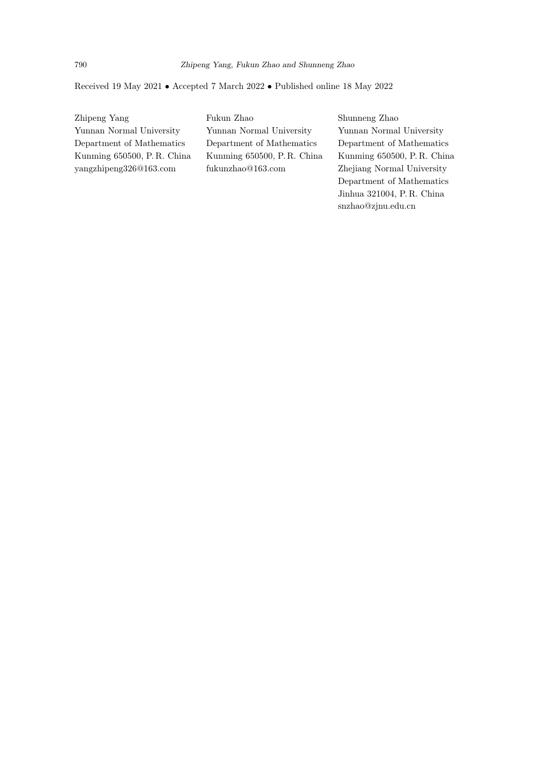Received 19 May 2021 • Accepted 7 March 2022 • Published online 18 May 2022

Zhipeng Yang
Yunnan Normal University
Department of Mathematics
Kunming 650500, P. R. China
yangzhipeng326@163.com

Fukun Zhao
Yunnan Normal University
Department of Mathematics
Kunming 650500, P. R. China
fukunzhao@163.com

Shunneng Zhao
Yunnan Normal University
Department of Mathematics
Kunming 650500, P. R. China
Zhejiang Normal University
Department of Mathematics
Jinhua 321004, P. R. China
snzhao@zjnu.edu.cn